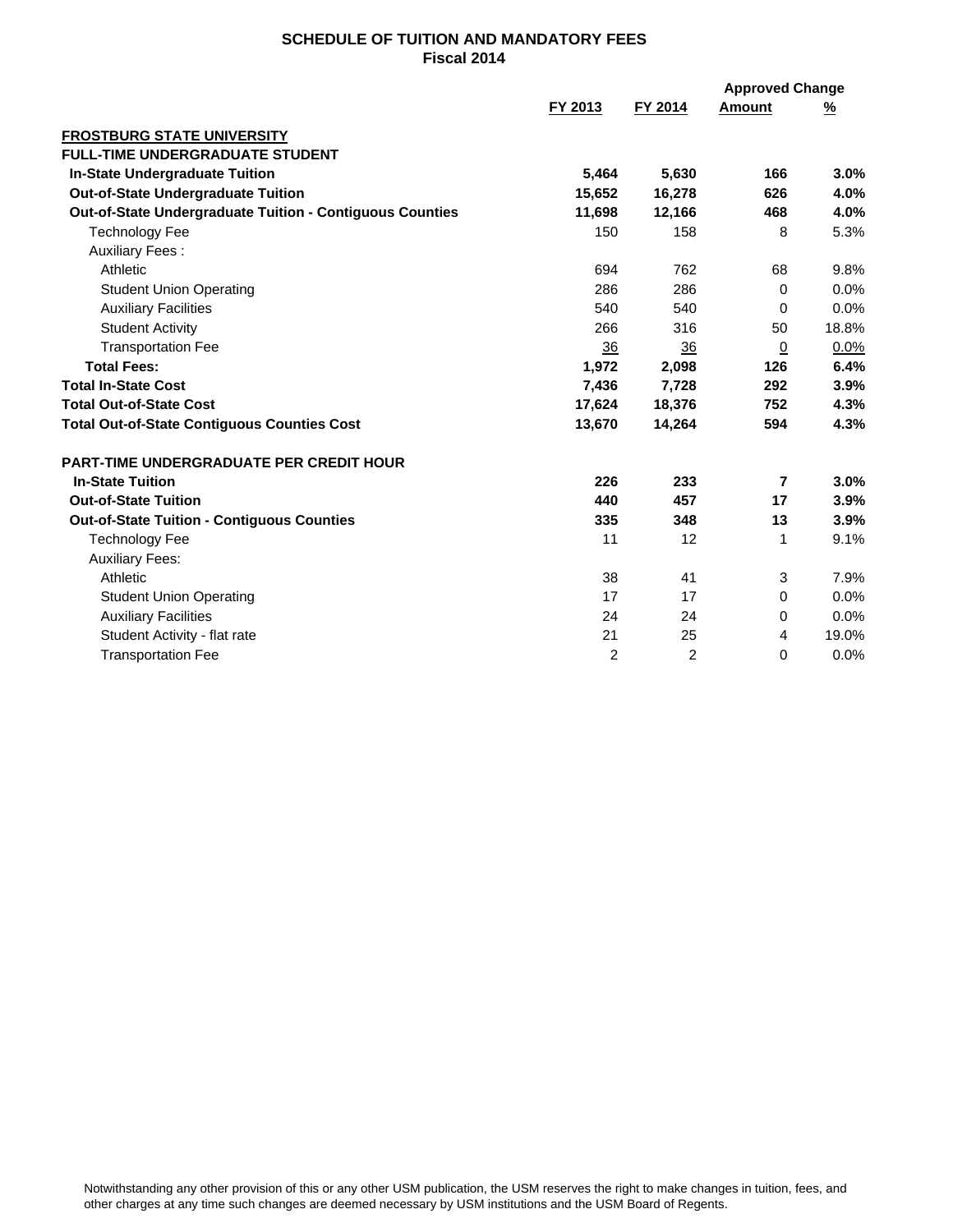# SCHEDULE OF TUITION AND MANDATORY FEES
## Fiscal 2014

| | FY 2013 | FY 2014 | Approved Change Amount | Approved Change % |
|---|---|---|---|---|
| **FROSTBURG STATE UNIVERSITY** | | | | |
| **FULL-TIME UNDERGRADUATE STUDENT** | | | | |
| **In-State Undergraduate Tuition** | **5,464** | **5,630** | **166** | **3.0%** |
| **Out-of-State Undergraduate Tuition** | **15,652** | **16,278** | **626** | **4.0%** |
| **Out-of-State Undergraduate Tuition - Contiguous Counties** | **11,698** | **12,166** | **468** | **4.0%** |
| Technology Fee | 150 | 158 | 8 | 5.3% |
| Auxiliary Fees : | | | | |
| Athletic | 694 | 762 | 68 | 9.8% |
| Student Union Operating | 286 | 286 | 0 | 0.0% |
| Auxiliary Facilities | 540 | 540 | 0 | 0.0% |
| Student Activity | 266 | 316 | 50 | 18.8% |
| Transportation Fee | 36 | 36 | 0 | 0.0% |
| **Total Fees:** | **1,972** | **2,098** | **126** | **6.4%** |
| **Total In-State Cost** | **7,436** | **7,728** | **292** | **3.9%** |
| **Total Out-of-State Cost** | **17,624** | **18,376** | **752** | **4.3%** |
| **Total Out-of-State Contiguous Counties Cost** | **13,670** | **14,264** | **594** | **4.3%** |
| | | | | |
| **PART-TIME UNDERGRADUATE PER CREDIT HOUR** | | | | |
| **In-State Tuition** | **226** | **233** | **7** | **3.0%** |
| **Out-of-State Tuition** | **440** | **457** | **17** | **3.9%** |
| **Out-of-State Tuition - Contiguous Counties** | **335** | **348** | **13** | **3.9%** |
| Technology Fee | 11 | 12 | 1 | 9.1% |
| Auxiliary Fees: | | | | |
| Athletic | 38 | 41 | 3 | 7.9% |
| Student Union Operating | 17 | 17 | 0 | 0.0% |
| Auxiliary Facilities | 24 | 24 | 0 | 0.0% |
| Student Activity - flat rate | 21 | 25 | 4 | 19.0% |
| Transportation Fee | 2 | 2 | 0 | 0.0% |

Notwithstanding any other provision of this or any other USM publication, the USM reserves the right to make changes in tuition, fees, and other charges at any time such changes are deemed necessary by USM institutions and the USM Board of Regents.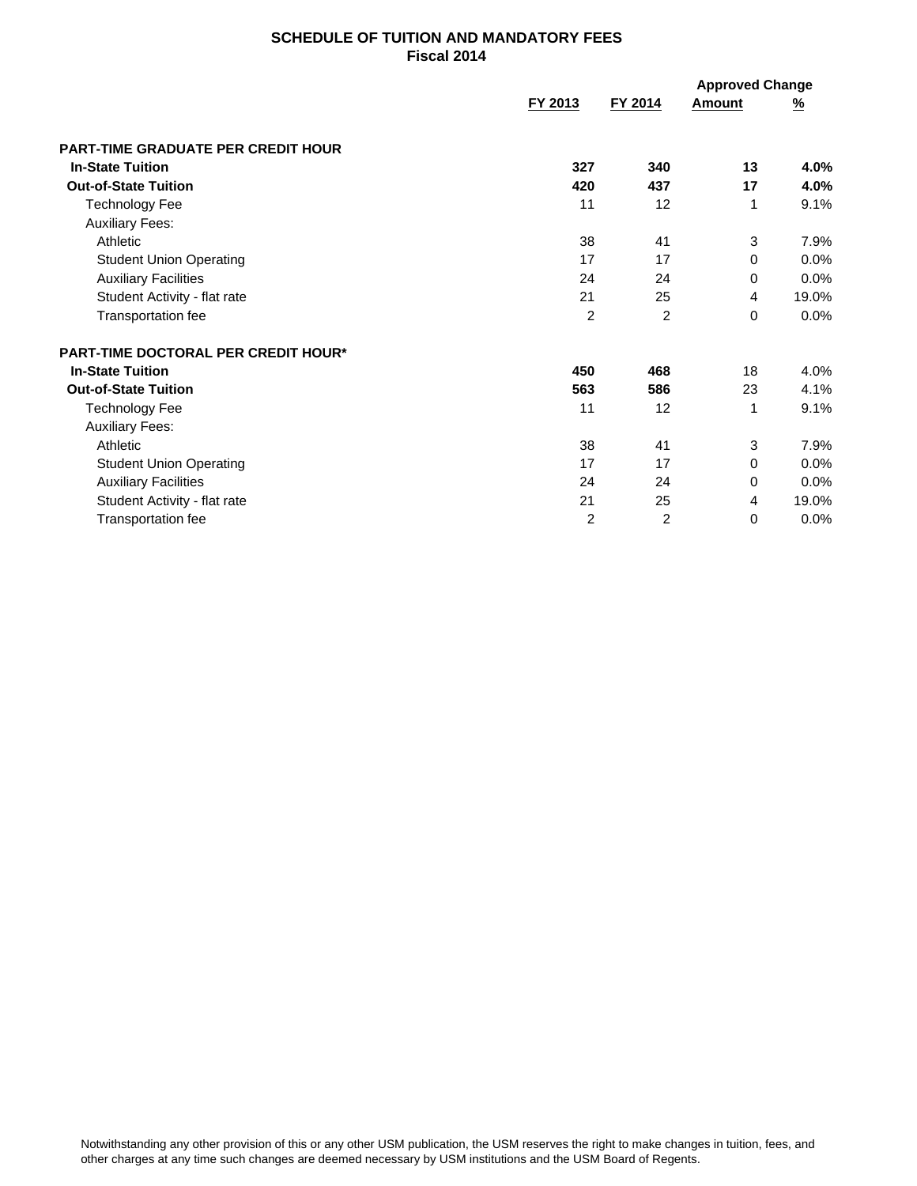## SCHEDULE OF TUITION AND MANDATORY FEES
### Fiscal 2014

| | FY 2013 | FY 2014 | Approved Change Amount | Approved Change % |
|---|---|---|---|---|
| **PART-TIME GRADUATE PER CREDIT HOUR** | | | | |
| **In-State Tuition** | **327** | **340** | **13** | **4.0%** |
| **Out-of-State Tuition** | **420** | **437** | **17** | **4.0%** |
| Technology Fee | 11 | 12 | 1 | 9.1% |
| Auxiliary Fees: | | | | |
| Athletic | 38 | 41 | 3 | 7.9% |
| Student Union Operating | 17 | 17 | 0 | 0.0% |
| Auxiliary Facilities | 24 | 24 | 0 | 0.0% |
| Student Activity - flat rate | 21 | 25 | 4 | 19.0% |
| Transportation fee | 2 | 2 | 0 | 0.0% |
| **PART-TIME DOCTORAL PER CREDIT HOUR*** | | | | |
| **In-State Tuition** | **450** | **468** | 18 | 4.0% |
| **Out-of-State Tuition** | **563** | **586** | 23 | 4.1% |
| Technology Fee | 11 | 12 | 1 | 9.1% |
| Auxiliary Fees: | | | | |
| Athletic | 38 | 41 | 3 | 7.9% |
| Student Union Operating | 17 | 17 | 0 | 0.0% |
| Auxiliary Facilities | 24 | 24 | 0 | 0.0% |
| Student Activity - flat rate | 21 | 25 | 4 | 19.0% |
| Transportation fee | 2 | 2 | 0 | 0.0% |

Notwithstanding any other provision of this or any other USM publication, the USM reserves the right to make changes in tuition, fees, and other charges at any time such changes are deemed necessary by USM institutions and the USM Board of Regents.